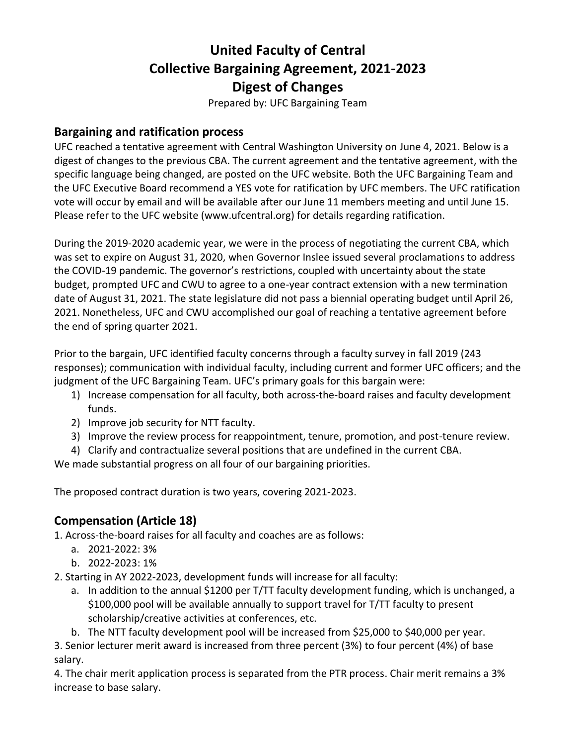# United Faculty of Central
# Collective Bargaining Agreement, 2021-2023
# Digest of Changes

Prepared by: UFC Bargaining Team

## Bargaining and ratification process

UFC reached a tentative agreement with Central Washington University on June 4, 2021. Below is a digest of changes to the previous CBA. The current agreement and the tentative agreement, with the specific language being changed, are posted on the UFC website. Both the UFC Bargaining Team and the UFC Executive Board recommend a YES vote for ratification by UFC members. The UFC ratification vote will occur by email and will be available after our June 11 members meeting and until June 15. Please refer to the UFC website (www.ufcentral.org) for details regarding ratification.

During the 2019-2020 academic year, we were in the process of negotiating the current CBA, which was set to expire on August 31, 2020, when Governor Inslee issued several proclamations to address the COVID-19 pandemic. The governor's restrictions, coupled with uncertainty about the state budget, prompted UFC and CWU to agree to a one-year contract extension with a new termination date of August 31, 2021. The state legislature did not pass a biennial operating budget until April 26, 2021. Nonetheless, UFC and CWU accomplished our goal of reaching a tentative agreement before the end of spring quarter 2021.

Prior to the bargain, UFC identified faculty concerns through a faculty survey in fall 2019 (243 responses); communication with individual faculty, including current and former UFC officers; and the judgment of the UFC Bargaining Team. UFC's primary goals for this bargain were:

1) Increase compensation for all faculty, both across-the-board raises and faculty development funds.
2) Improve job security for NTT faculty.
3) Improve the review process for reappointment, tenure, promotion, and post-tenure review.
4) Clarify and contractualize several positions that are undefined in the current CBA.

We made substantial progress on all four of our bargaining priorities.

The proposed contract duration is two years, covering 2021-2023.

## Compensation (Article 18)

1. Across-the-board raises for all faculty and coaches are as follows:
   a. 2021-2022: 3%
   b. 2022-2023: 1%
2. Starting in AY 2022-2023, development funds will increase for all faculty:
   a. In addition to the annual $1200 per T/TT faculty development funding, which is unchanged, a $100,000 pool will be available annually to support travel for T/TT faculty to present scholarship/creative activities at conferences, etc.
   b. The NTT faculty development pool will be increased from $25,000 to $40,000 per year.
3. Senior lecturer merit award is increased from three percent (3%) to four percent (4%) of base salary.
4. The chair merit application process is separated from the PTR process. Chair merit remains a 3% increase to base salary.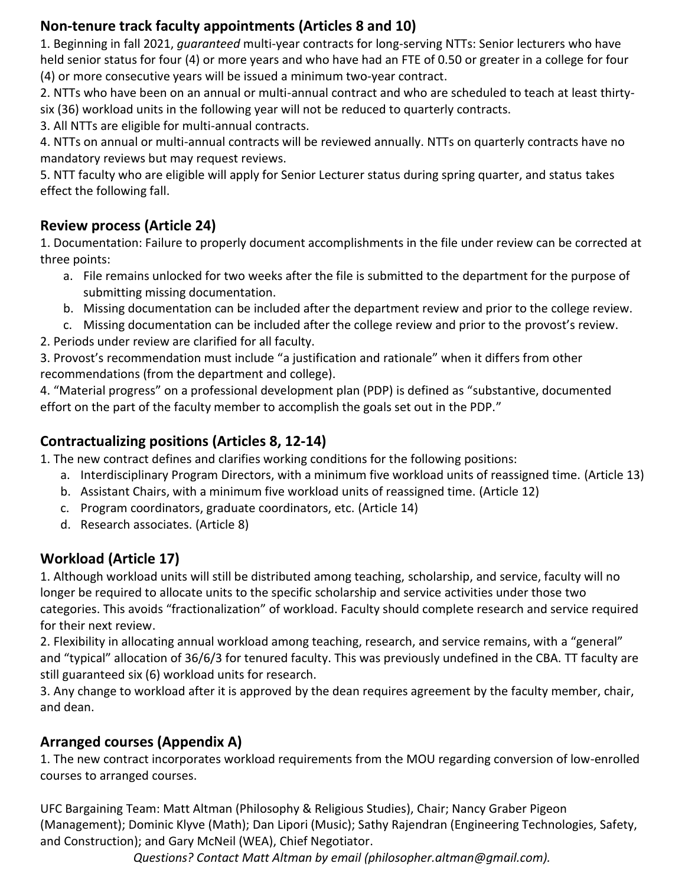## Non-tenure track faculty appointments (Articles 8 and 10)

1. Beginning in fall 2021, *guaranteed* multi-year contracts for long-serving NTTs: Senior lecturers who have held senior status for four (4) or more years and who have had an FTE of 0.50 or greater in a college for four (4) or more consecutive years will be issued a minimum two-year contract.
2. NTTs who have been on an annual or multi-annual contract and who are scheduled to teach at least thirty-six (36) workload units in the following year will not be reduced to quarterly contracts.
3. All NTTs are eligible for multi-annual contracts.
4. NTTs on annual or multi-annual contracts will be reviewed annually. NTTs on quarterly contracts have no mandatory reviews but may request reviews.
5. NTT faculty who are eligible will apply for Senior Lecturer status during spring quarter, and status takes effect the following fall.

## Review process (Article 24)

1. Documentation: Failure to properly document accomplishments in the file under review can be corrected at three points:
   a. File remains unlocked for two weeks after the file is submitted to the department for the purpose of submitting missing documentation.
   b. Missing documentation can be included after the department review and prior to the college review.
   c. Missing documentation can be included after the college review and prior to the provost's review.
2. Periods under review are clarified for all faculty.
3. Provost's recommendation must include "a justification and rationale" when it differs from other recommendations (from the department and college).
4. "Material progress" on a professional development plan (PDP) is defined as "substantive, documented effort on the part of the faculty member to accomplish the goals set out in the PDP."

## Contractualizing positions (Articles 8, 12-14)

1. The new contract defines and clarifies working conditions for the following positions:
   a. Interdisciplinary Program Directors, with a minimum five workload units of reassigned time. (Article 13)
   b. Assistant Chairs, with a minimum five workload units of reassigned time. (Article 12)
   c. Program coordinators, graduate coordinators, etc. (Article 14)
   d. Research associates. (Article 8)

## Workload (Article 17)

1. Although workload units will still be distributed among teaching, scholarship, and service, faculty will no longer be required to allocate units to the specific scholarship and service activities under those two categories. This avoids "fractionalization" of workload. Faculty should complete research and service required for their next review.
2. Flexibility in allocating annual workload among teaching, research, and service remains, with a "general" and "typical" allocation of 36/6/3 for tenured faculty. This was previously undefined in the CBA. TT faculty are still guaranteed six (6) workload units for research.
3. Any change to workload after it is approved by the dean requires agreement by the faculty member, chair, and dean.

## Arranged courses (Appendix A)

1. The new contract incorporates workload requirements from the MOU regarding conversion of low-enrolled courses to arranged courses.

UFC Bargaining Team: Matt Altman (Philosophy & Religious Studies), Chair; Nancy Graber Pigeon (Management); Dominic Klyve (Math); Dan Lipori (Music); Sathy Rajendran (Engineering Technologies, Safety, and Construction); and Gary McNeil (WEA), Chief Negotiator.

*Questions? Contact Matt Altman by email (philosopher.altman@gmail.com).*